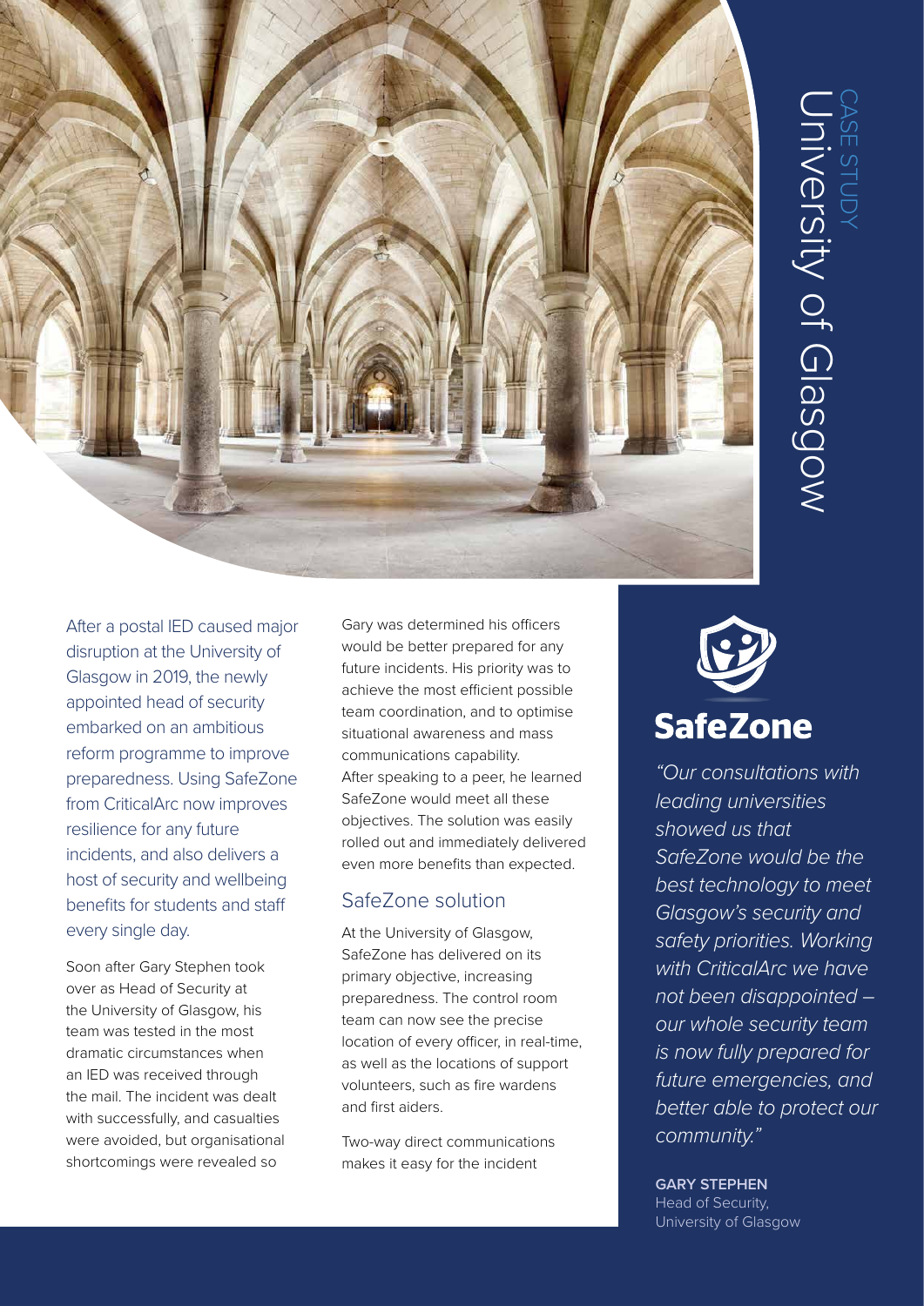CASE STUDY

# University of Glasgow

After a postal IED caused major disruption at the University of Glasgow in 2019, the newly appointed head of security embarked on an ambitious reform programme to improve preparedness. Using SafeZone from CriticalArc now improves resilience for any future incidents, and also delivers a host of security and wellbeing benefits for students and staff every single day.

Soon after Gary Stephen took over as Head of Security at the University of Glasgow, his team was tested in the most dramatic circumstances when an IED was received through the mail. The incident was dealt with successfully, and casualties were avoided, but organisational shortcomings were revealed so Gary was determined his officers would be better prepared for any future incidents. His priority was to achieve the most efficient possible team coordination, and to optimise situational awareness and mass communications capability.

After speaking to a peer, he learned SafeZone would meet all these objectives. The solution was easily rolled out and immediately delivered even more benefits than expected.

## SafeZone solution

At the University of Glasgow, SafeZone has delivered on its primary objective, increasing preparedness. The control room team can now see the precise location of every officer, in real-time, as well as the locations of support volunteers, such as fire wardens and first aiders.

Two-way direct communications makes it easy for the incident

**SafeZone**

*"Our consultations with leading universities showed us that SafeZone would be the best technology to meet Glasgow's security and safety priorities. Working with CriticalArc we have not been disappointed – our whole security team is now fully prepared for future emergencies, and better able to protect our community."*

**GARY STEPHEN**
Head of Security,
University of Glasgow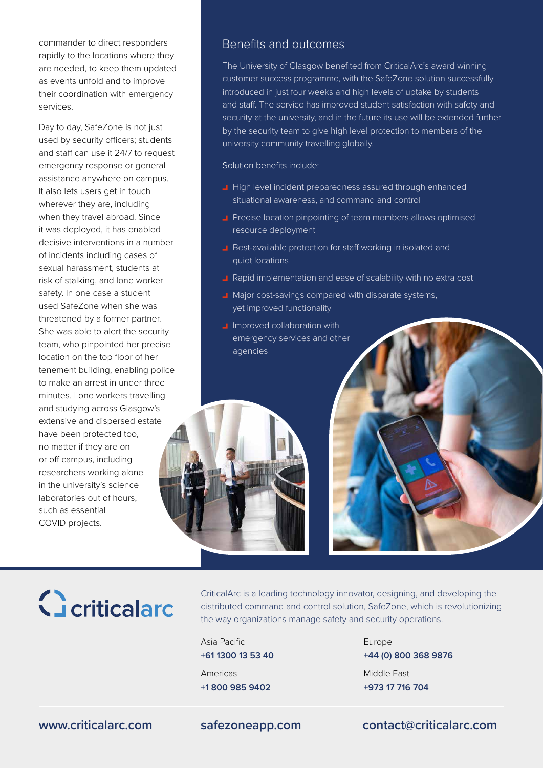commander to direct responders rapidly to the locations where they are needed, to keep them updated as events unfold and to improve their coordination with emergency services.

Day to day, SafeZone is not just used by security officers; students and staff can use it 24/7 to request emergency response or general assistance anywhere on campus. It also lets users get in touch wherever they are, including when they travel abroad. Since it was deployed, it has enabled decisive interventions in a number of incidents including cases of sexual harassment, students at risk of stalking, and lone worker safety. In one case a student used SafeZone when she was threatened by a former partner. She was able to alert the security team, who pinpointed her precise location on the top floor of her tenement building, enabling police to make an arrest in under three minutes. Lone workers travelling and studying across Glasgow's extensive and dispersed estate have been protected too, no matter if they are on or off campus, including researchers working alone in the university's science laboratories out of hours, such as essential COVID projects.

## Benefits and outcomes

The University of Glasgow benefited from CriticalArc's award winning customer success programme, with the SafeZone solution successfully introduced in just four weeks and high levels of uptake by students and staff. The service has improved student satisfaction with safety and security at the university, and in the future its use will be extended further by the security team to give high level protection to members of the university community travelling globally.

Solution benefits include:

- High level incident preparedness assured through enhanced situational awareness, and command and control
- Precise location pinpointing of team members allows optimised resource deployment
- Best-available protection for staff working in isolated and quiet locations
- Rapid implementation and ease of scalability with no extra cost
- Major cost-savings compared with disparate systems, yet improved functionality
- Improved collaboration with emergency services and other agencies

criticalarc

CriticalArc is a leading technology innovator, designing, and developing the distributed command and control solution, SafeZone, which is revolutionizing the way organizations manage safety and security operations.

Asia Pacific
**+61 1300 13 53 40**

Americas
**+1 800 985 9402**

Europe
**+44 (0) 800 368 9876**

Middle East
**+973 17 716 704**

**www.criticalarc.com** **safezoneapp.com** **contact@criticalarc.com**